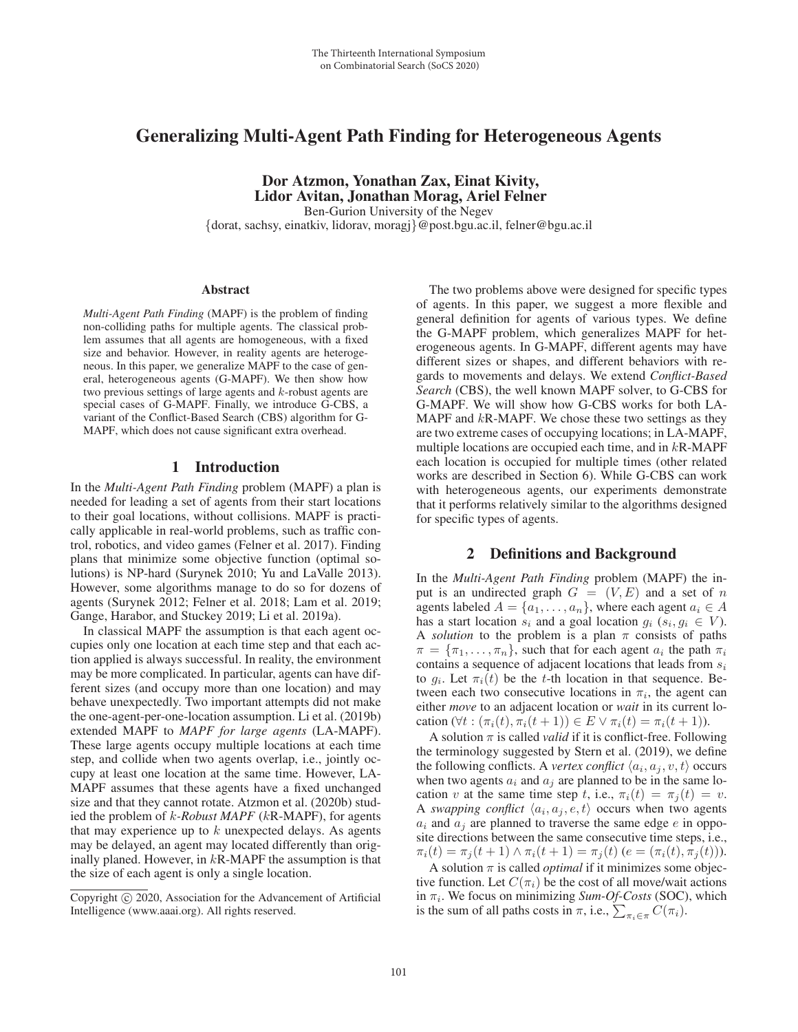# Generalizing Multi-Agent Path Finding for Heterogeneous Agents

**Dor Atzmon, Yonathan Zax, Einat Kivity, Lidor Avitan, Jonathan Morag, Ariel Felner**

Ben-Gurion University of the Negev

{dorat, sachsy, einatkiv, lidorav, moragj}@post.bgu.ac.il, felner@bgu.ac.il

## Abstract

*Multi-Agent Path Finding* (MAPF) is the problem of finding non-colliding paths for multiple agents. The classical problem assumes that all agents are homogeneous, with a fixed size and behavior. However, in reality agents are heterogeneous. In this paper, we generalize MAPF to the case of general, heterogeneous agents (G-MAPF). We then show how two previous settings of large agents and $k$-robust agents are special cases of G-MAPF. Finally, we introduce G-CBS, a variant of the Conflict-Based Search (CBS) algorithm for G-MAPF, which does not cause significant extra overhead.

## 1 Introduction

In the *Multi-Agent Path Finding* problem (MAPF) a plan is needed for leading a set of agents from their start locations to their goal locations, without collisions. MAPF is practically applicable in real-world problems, such as traffic control, robotics, and video games (Felner et al. 2017). Finding plans that minimize some objective function (optimal solutions) is NP-hard (Surynek 2010; Yu and LaValle 2013). However, some algorithms manage to do so for dozens of agents (Surynek 2012; Felner et al. 2018; Lam et al. 2019; Gange, Harabor, and Stuckey 2019; Li et al. 2019a).

In classical MAPF the assumption is that each agent occupies only one location at each time step and that each action applied is always successful. In reality, the environment may be more complicated. In particular, agents can have different sizes (and occupy more than one location) and may behave unexpectedly. Two important attempts did not make the one-agent-per-one-location assumption. Li et al. (2019b) extended MAPF to *MAPF for large agents* (LA-MAPF). These large agents occupy multiple locations at each time step, and collide when two agents overlap, i.e., jointly occupy at least one location at the same time. However, LA-MAPF assumes that these agents have a fixed unchanged size and that they cannot rotate. Atzmon et al. (2020b) studied the problem of $k$-*Robust MAPF* ($k$R-MAPF), for agents that may experience up to $k$ unexpected delays. As agents may be delayed, an agent may located differently than originally planed. However, in $k$R-MAPF the assumption is that the size of each agent is only a single location.

The two problems above were designed for specific types of agents. In this paper, we suggest a more flexible and general definition for agents of various types. We define the G-MAPF problem, which generalizes MAPF for heterogeneous agents. In G-MAPF, different agents may have different sizes or shapes, and different behaviors with regards to movements and delays. We extend *Conflict-Based Search* (CBS), the well known MAPF solver, to G-CBS for G-MAPF. We will show how G-CBS works for both LA-MAPF and $k$R-MAPF. We chose these two settings as they are two extreme cases of occupying locations; in LA-MAPF, multiple locations are occupied each time, and in $k$R-MAPF each location is occupied for multiple times (other related works are described in Section 6). While G-CBS can work with heterogeneous agents, our experiments demonstrate that it performs relatively similar to the algorithms designed for specific types of agents.

## 2 Definitions and Background

In the *Multi-Agent Path Finding* problem (MAPF) the input is an undirected graph $G = (V, E)$ and a set of $n$ agents labeled $A = \{a_1, \ldots, a_n\}$, where each agent $a_i \in A$ has a start location $s_i$ and a goal location $g_i$ ($s_i, g_i \in V$). A *solution* to the problem is a plan $\pi$ consists of paths $\pi = \{\pi_1, \ldots, \pi_n\}$, such that for each agent $a_i$ the path $\pi_i$ contains a sequence of adjacent locations that leads from $s_i$ to $g_i$. Let $\pi_i(t)$ be the $t$-th location in that sequence. Between each two consecutive locations in $\pi_i$, the agent can either *move* to an adjacent location or *wait* in its current location ($\forall t : (\pi_i(t), \pi_i(t+1)) \in E \lor \pi_i(t) = \pi_i(t+1)$).

A solution $\pi$ is called *valid* if it is conflict-free. Following the terminology suggested by Stern et al. (2019), we define the following conflicts. A *vertex conflict* $\langle a_i, a_j, v, t \rangle$ occurs when two agents $a_i$ and $a_j$ are planned to be in the same location $v$ at the same time step $t$, i.e., $\pi_i(t) = \pi_j(t) = v$. A *swapping conflict* $\langle a_i, a_j, e, t \rangle$ occurs when two agents $a_i$ and $a_j$ are planned to traverse the same edge $e$ in opposite directions between the same consecutive time steps, i.e., $\pi_i(t) = \pi_j(t+1) \land \pi_i(t+1) = \pi_j(t)$ ($e = (\pi_i(t), \pi_j(t))$).

A solution $\pi$ is called *optimal* if it minimizes some objective function. Let $C(\pi_i)$ be the cost of all move/wait actions in $\pi_i$. We focus on minimizing *Sum-Of-Costs* (SOC), which is the sum of all paths costs in $\pi$, i.e., $\sum_{\pi_i \in \pi} C(\pi_i)$.

Copyright © 2020, Association for the Advancement of Artificial Intelligence (www.aaai.org). All rights reserved.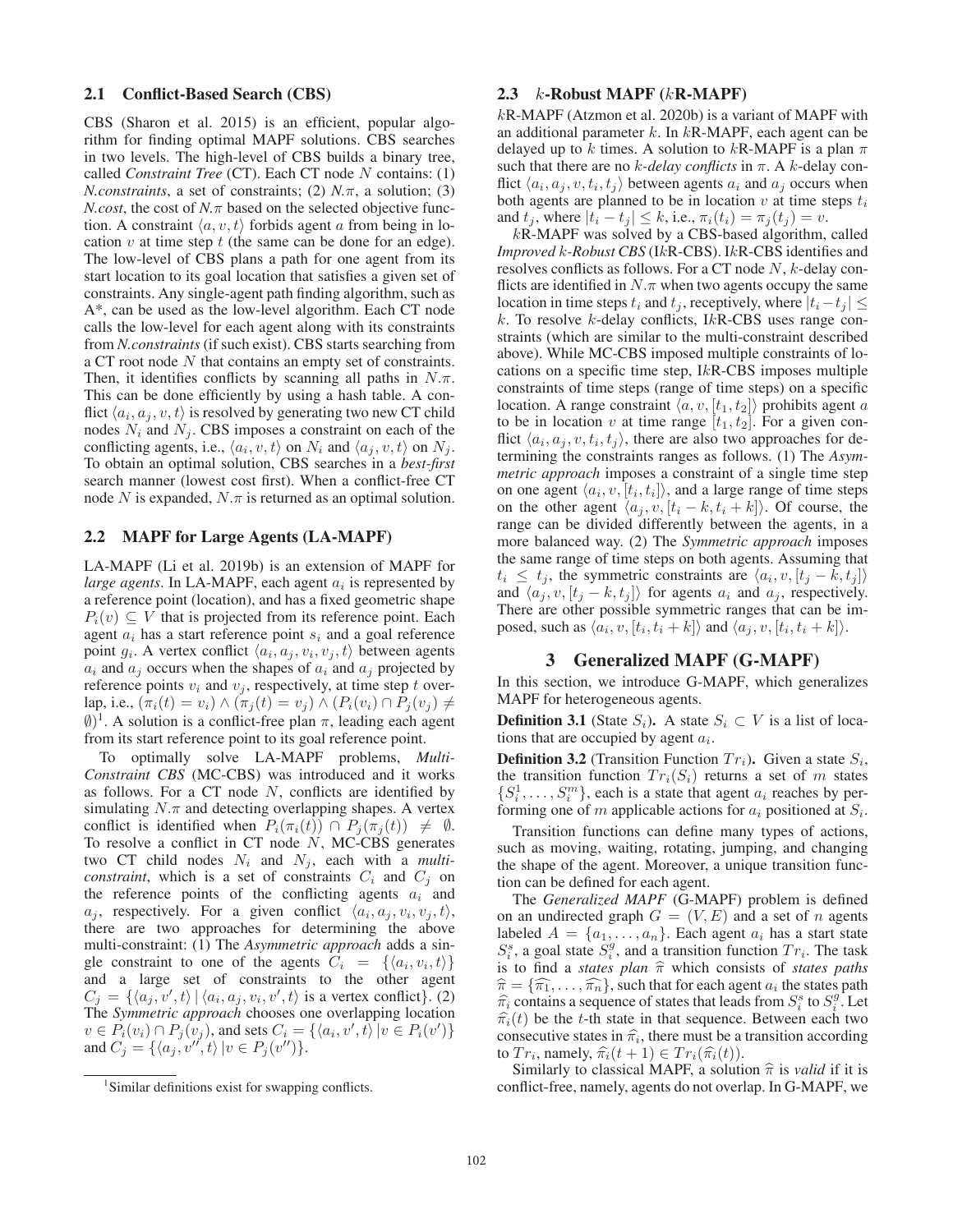### 2.1 Conflict-Based Search (CBS)

CBS (Sharon et al. 2015) is an efficient, popular algorithm for finding optimal MAPF solutions. CBS searches in two levels. The high-level of CBS builds a binary tree, called *Constraint Tree* (CT). Each CT node $N$ contains: (1) *N.constraints*, a set of constraints; (2) $N.\pi$, a solution; (3) *N.cost*, the cost of $N.\pi$ based on the selected objective function. A constraint $\langle a, v, t\rangle$ forbids agent $a$ from being in location $v$ at time step $t$ (the same can be done for an edge). The low-level of CBS plans a path for one agent from its start location to its goal location that satisfies a given set of constraints. Any single-agent path finding algorithm, such as A*, can be used as the low-level algorithm. Each CT node calls the low-level for each agent along with its constraints from *N.constraints* (if such exist). CBS starts searching from a CT root node $N$ that contains an empty set of constraints. Then, it identifies conflicts by scanning all paths in $N.\pi$. This can be done efficiently by using a hash table. A conflict $\langle a_i, a_j, v, t\rangle$ is resolved by generating two new CT child nodes $N_i$ and $N_j$. CBS imposes a constraint on each of the conflicting agents, i.e., $\langle a_i, v, t\rangle$ on $N_i$ and $\langle a_j, v, t\rangle$ on $N_j$. To obtain an optimal solution, CBS searches in a *best-first* search manner (lowest cost first). When a conflict-free CT node $N$ is expanded, $N.\pi$ is returned as an optimal solution.

### 2.2 MAPF for Large Agents (LA-MAPF)

LA-MAPF (Li et al. 2019b) is an extension of MAPF for *large agents*. In LA-MAPF, each agent $a_i$ is represented by a reference point (location), and has a fixed geometric shape $P_i(v) \subseteq V$ that is projected from its reference point. Each agent $a_i$ has a start reference point $s_i$ and a goal reference point $g_i$. A vertex conflict $\langle a_i, a_j, v_i, v_j, t\rangle$ between agents $a_i$ and $a_j$ occurs when the shapes of $a_i$ and $a_j$ projected by reference points $v_i$ and $v_j$, respectively, at time step $t$ overlap, i.e., $(\pi_i(t) = v_i) \wedge (\pi_j(t) = v_j) \wedge (P_i(v_i) \cap P_j(v_j) \neq \emptyset)$[1]. A solution is a conflict-free plan $\pi$, leading each agent from its start reference point to its goal reference point.

To optimally solve LA-MAPF problems, *Multi-Constraint CBS* (MC-CBS) was introduced and it works as follows. For a CT node $N$, conflicts are identified by simulating $N.\pi$ and detecting overlapping shapes. A vertex conflict is identified when $P_i(\pi_i(t)) \cap P_j(\pi_j(t)) \neq \emptyset$. To resolve a conflict in CT node $N$, MC-CBS generates two CT child nodes $N_i$ and $N_j$, each with a *multi-constraint*, which is a set of constraints $C_i$ and $C_j$ on the reference points of the conflicting agents $a_i$ and $a_j$, respectively. For a given conflict $\langle a_i, a_j, v_i, v_j, t\rangle$, there are two approaches for determining the above multi-constraint: (1) The *Asymmetric approach* adds a single constraint to one of the agents $C_i = \{\langle a_i, v_i, t\rangle\}$ and a large set of constraints to the other agent $C_j = \{\langle a_j, v', t\rangle \mid \langle a_i, a_j, v_i, v', t\rangle$ is a vertex conflict$\}$. (2) The *Symmetric approach* chooses one overlapping location $v \in P_i(v_i) \cap P_j(v_j)$, and sets $C_i = \{\langle a_i, v', t\rangle \mid v \in P_i(v')\}$ and $C_j = \{\langle a_j, v'', t\rangle \mid v \in P_j(v'')\}$.

[1] Similar definitions exist for swapping conflicts.

### 2.3 $k$-Robust MAPF ($k$R-MAPF)

$k$R-MAPF (Atzmon et al. 2020b) is a variant of MAPF with an additional parameter $k$. In $k$R-MAPF, each agent can be delayed up to $k$ times. A solution to $k$R-MAPF is a plan $\pi$ such that there are no *$k$-delay conflicts* in $\pi$. A $k$-delay conflict $\langle a_i, a_j, v, t_i, t_j\rangle$ between agents $a_i$ and $a_j$ occurs when both agents are planned to be in location $v$ at time steps $t_i$ and $t_j$, where $|t_i - t_j| \leq k$, i.e., $\pi_i(t_i) = \pi_j(t_j) = v$.

$k$R-MAPF was solved by a CBS-based algorithm, called *Improved $k$-Robust CBS* (I$k$R-CBS). I$k$R-CBS identifies and resolves conflicts as follows. For a CT node $N$, $k$-delay conflicts are identified in $N.\pi$ when two agents occupy the same location in time steps $t_i$ and $t_j$, receptively, where $|t_i - t_j| \leq k$. To resolve $k$-delay conflicts, I$k$R-CBS uses range constraints (which are similar to the multi-constraint described above). While MC-CBS imposed multiple constraints of locations on a specific time step, I$k$R-CBS imposes multiple constraints of time steps (range of time steps) on a specific location. A range constraint $\langle a, v, [t_1, t_2]\rangle$ prohibits agent $a$ to be in location $v$ at time range $[t_1, t_2]$. For a given conflict $\langle a_i, a_j, v, t_i, t_j\rangle$, there are also two approaches for determining the constraints ranges as follows. (1) The *Asymmetric approach* imposes a constraint of a single time step on one agent $\langle a_i, v, [t_i, t_i]\rangle$, and a large range of time steps on the other agent $\langle a_j, v, [t_i - k, t_i + k]\rangle$. Of course, the range can be divided differently between the agents, in a more balanced way. (2) The *Symmetric approach* imposes the same range of time steps on both agents. Assuming that $t_i \leq t_j$, the symmetric constraints are $\langle a_i, v, [t_j - k, t_j]\rangle$ and $\langle a_j, v, [t_j - k, t_j]\rangle$ for agents $a_i$ and $a_j$, respectively. There are other possible symmetric ranges that can be imposed, such as $\langle a_i, v, [t_i, t_i + k]\rangle$ and $\langle a_j, v, [t_i, t_i + k]\rangle$.

## 3 Generalized MAPF (G-MAPF)

In this section, we introduce G-MAPF, which generalizes MAPF for heterogeneous agents.

**Definition 3.1** (State $S_i$). A state $S_i \subset V$ is a list of locations that are occupied by agent $a_i$.

**Definition 3.2** (Transition Function $Tr_i$). Given a state $S_i$, the transition function $Tr_i(S_i)$ returns a set of $m$ states $\{S_i^1, \ldots, S_i^m\}$, each is a state that agent $a_i$ reaches by performing one of $m$ applicable actions for $a_i$ positioned at $S_i$.

Transition functions can define many types of actions, such as moving, waiting, rotating, jumping, and changing the shape of the agent. Moreover, a unique transition function can be defined for each agent.

The *Generalized MAPF* (G-MAPF) problem is defined on an undirected graph $G = (V, E)$ and a set of $n$ agents labeled $A = \{a_1, \ldots, a_n\}$. Each agent $a_i$ has a start state $S_i^s$, a goal state $S_i^g$, and a transition function $Tr_i$. The task is to find a *states plan* $\widehat{\pi}$ which consists of *states paths* $\widehat{\pi} = \{\widehat{\pi_1}, \ldots, \widehat{\pi_n}\}$, such that for each agent $a_i$ the states path $\widehat{\pi_i}$ contains a sequence of states that leads from $S_i^s$ to $S_i^g$. Let $\widehat{\pi_i}(t)$ be the $t$-th state in that sequence. Between each two consecutive states in $\widehat{\pi_i}$, there must be a transition according to $Tr_i$, namely, $\widehat{\pi_i}(t+1) \in Tr_i(\widehat{\pi_i}(t))$.

Similarly to classical MAPF, a solution $\widehat{\pi}$ is *valid* if it is conflict-free, namely, agents do not overlap. In G-MAPF, we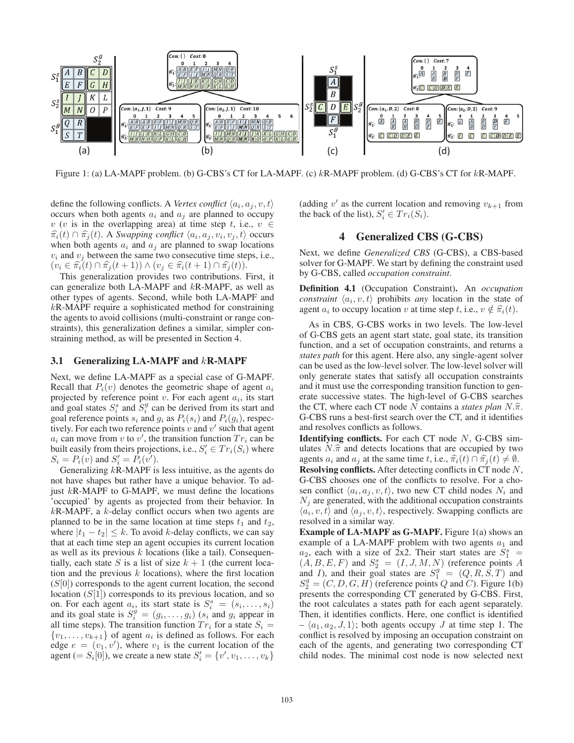Figure 1: (a) LA-MAPF problem. (b) G-CBS's CT for LA-MAPF. (c) $k$R-MAPF problem. (d) G-CBS's CT for $k$R-MAPF.

define the following conflicts. A *Vertex conflict* $\langle a_i, a_j, v, t\rangle$ occurs when both agents $a_i$ and $a_j$ are planned to occupy $v$ ($v$ is in the overlapping area) at time step $t$, i.e., $v \in \widehat{\pi}_i(t) \cap \widehat{\pi}_j(t)$. A *Swapping conflict* $\langle a_i, a_j, v_i, v_j, t\rangle$ occurs when both agents $a_i$ and $a_j$ are planned to swap locations $v_i$ and $v_j$ between the same two consecutive time steps, i.e., $(v_i \in \widehat{\pi}_i(t) \cap \widehat{\pi}_j(t+1)) \wedge (v_j \in \widehat{\pi}_i(t+1) \cap \widehat{\pi}_j(t))$.

This generalization provides two contributions. First, it can generalize both LA-MAPF and $k$R-MAPF, as well as other types of agents. Second, while both LA-MAPF and $k$R-MAPF require a sophisticated method for constraining the agents to avoid collisions (multi-constraint or range constraints), this generalization defines a similar, simpler constraining method, as will be presented in Section 4.

### 3.1 Generalizing LA-MAPF and $k$R-MAPF

Next, we define LA-MAPF as a special case of G-MAPF. Recall that $P_i(v)$ denotes the geometric shape of agent $a_i$ projected by reference point $v$. For each agent $a_i$, its start and goal states $S^s_i$ and $S^g_i$ can be derived from its start and goal reference points $s_i$ and $g_i$ as $P_i(s_i)$ and $P_i(g_i)$, respectively. For each two reference points $v$ and $v'$ such that agent $a_i$ can move from $v$ to $v'$, the transition function $Tr_i$ can be built easily from theirs projections, i.e., $S'_i \in Tr_i(S_i)$ where $S_i = P_i(v)$ and $S'_i = P_i(v')$.

Generalizing $k$R-MAPF is less intuitive, as the agents do not have shapes but rather have a unique behavior. To adjust $k$R-MAPF to G-MAPF, we must define the locations 'occupied' by agents as projected from their behavior. In $k$R-MAPF, a $k$-delay conflict occurs when two agents are planned to be in the same location at time steps $t_1$ and $t_2$, where $|t_1 - t_2| \leq k$. To avoid $k$-delay conflicts, we can say that at each time step an agent occupies its current location as well as its previous $k$ locations (like a tail). Consequentially, each state $S$ is a list of size $k+1$ (the current location and the previous $k$ locations), where the first location ($S[0]$) corresponds to the agent current location, the second location ($S[1]$) corresponds to its previous location, and so on. For each agent $a_i$, its start state is $S^s_i = (s_i, \ldots, s_i)$ and its goal state is $S^g_i = (g_i, \ldots, g_i)$ ($s_i$ and $g_i$ appear in all time steps). The transition function $Tr_i$ for a state $S_i = \{v_1, \ldots, v_{k+1}\}$ of agent $a_i$ is defined as follows. For each edge $e = (v_1, v')$, where $v_1$ is the current location of the agent ($= S_i[0]$), we create a new state $S'_i = \{v', v_1, \ldots, v_k\}$ (adding $v'$ as the current location and removing $v_{k+1}$ from the back of the list), $S'_i \in Tr_i(S_i)$.

## 4 Generalized CBS (G-CBS)

Next, we define *Generalized CBS* (G-CBS), a CBS-based solver for G-MAPF. We start by defining the constraint used by G-CBS, called *occupation constraint*.

**Definition 4.1** (Occupation Constraint)**.** An *occupation constraint* $\langle a_i, v, t\rangle$ prohibits *any* location in the state of agent $a_i$ to occupy location $v$ at time step $t$, i.e., $v \notin \widehat{\pi}_i(t)$.

As in CBS, G-CBS works in two levels. The low-level of G-CBS gets an agent start state, goal state, its transition function, and a set of occupation constraints, and returns a *states path* for this agent. Here also, any single-agent solver can be used as the low-level solver. The low-level solver will only generate states that satisfy all occupation constraints and it must use the corresponding transition function to generate successive states. The high-level of G-CBS searches the CT, where each CT node $N$ contains a *states plan* $N.\widehat{\pi}$. G-CBS runs a best-first search over the CT, and it identifies and resolves conflicts as follows.

**Identifying conflicts.** For each CT node $N$, G-CBS simulates $N.\widehat{\pi}$ and detects locations that are occupied by two agents $a_i$ and $a_j$ at the same time $t$, i.e., $\widehat{\pi}_i(t) \cap \widehat{\pi}_j(t) \neq \emptyset$.

**Resolving conflicts.** After detecting conflicts in CT node $N$, G-CBS chooses one of the conflicts to resolve. For a chosen conflict $\langle a_i, a_j, v, t\rangle$, two new CT child nodes $N_i$ and $N_j$ are generated, with the additional occupation constraints $\langle a_i, v, t\rangle$ and $\langle a_j, v, t\rangle$, respectively. Swapping conflicts are resolved in a similar way.

**Example of LA-MAPF as G-MAPF.** Figure 1(a) shows an example of a LA-MAPF problem with two agents $a_1$ and $a_2$, each with a size of 2x2. Their start states are $S^s_1 = (A, B, E, F)$ and $S^s_2 = (I, J, M, N)$ (reference points $A$ and $I$), and their goal states are $S^g_1 = (Q, R, S, T)$ and $S^g_2 = (C, D, G, H)$ (reference points $Q$ and $C$). Figure 1(b) presents the corresponding CT generated by G-CBS. First, the root calculates a states path for each agent separately. Then, it identifies conflicts. Here, one conflict is identified – $\langle a_1, a_2, J, 1\rangle$; both agents occupy $J$ at time step 1. The conflict is resolved by imposing an occupation constraint on each of the agents, and generating two corresponding CT child nodes. The minimal cost node is now selected next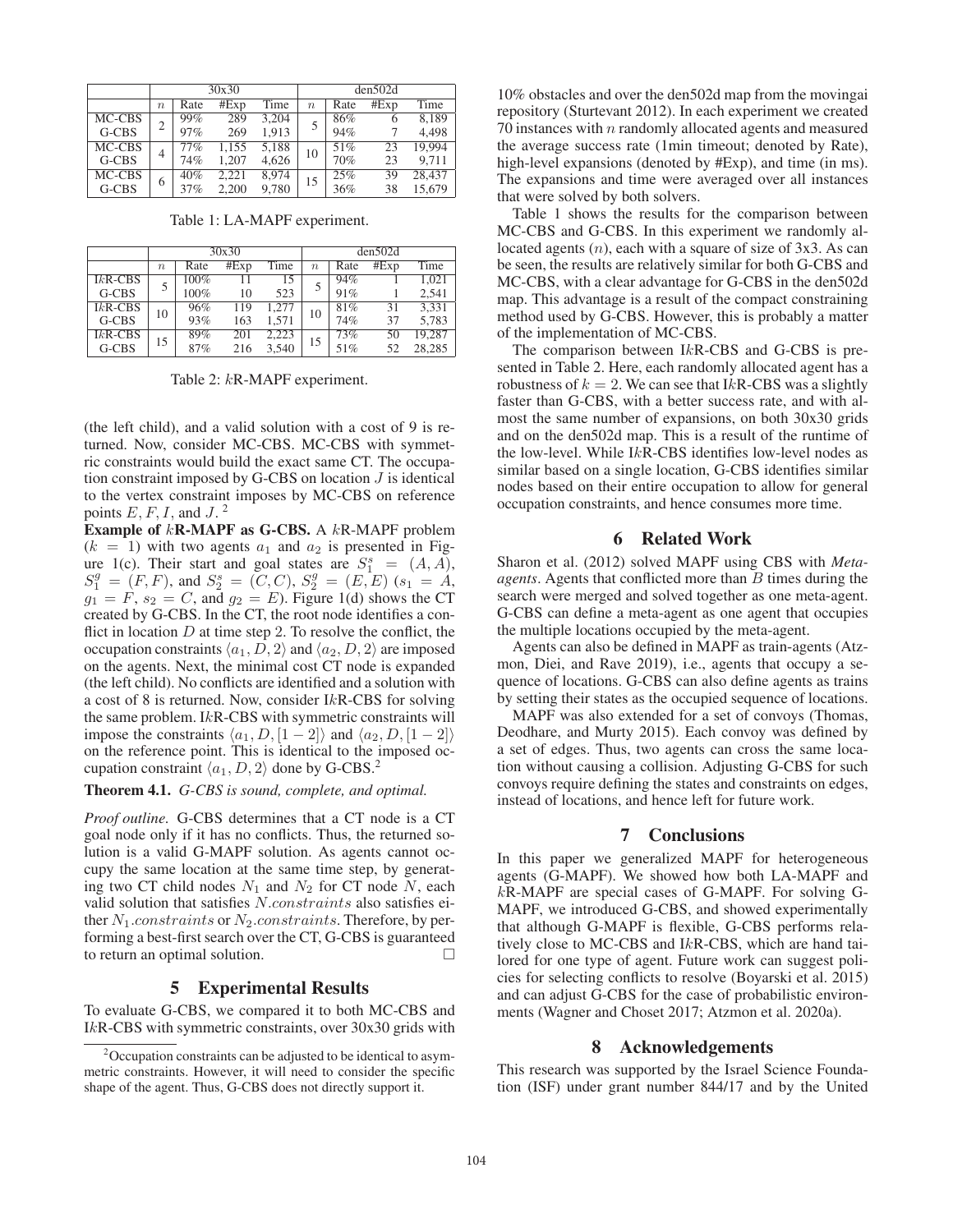| | 30x30 | | | | den502d | | | |
|---|---|---|---|---|---|---|---|---|
| | $n$ | Rate | #Exp | Time | $n$ | Rate | #Exp | Time |
| MC-CBS | 2 | 99% | 289 | 3,204 | 5 | 86% | 6 | 8,189 |
| G-CBS | | 97% | 269 | 1,913 | | 94% | 7 | 4,498 |
| MC-CBS | 4 | 77% | 1,155 | 5,188 | 10 | 51% | 23 | 19,994 |
| G-CBS | | 74% | 1,207 | 4,626 | | 70% | 23 | 9,711 |
| MC-CBS | 6 | 40% | 2,221 | 8,974 | 15 | 25% | 39 | 28,437 |
| G-CBS | | 37% | 2,200 | 9,780 | | 36% | 38 | 15,679 |

Table 1: LA-MAPF experiment.

| | 30x30 | | | | den502d | | | |
|---|---|---|---|---|---|---|---|---|
| | $n$ | Rate | #Exp | Time | $n$ | Rate | #Exp | Time |
| I$k$R-CBS | 5 | 100% | 11 | 15 | 5 | 94% | 1 | 1,021 |
| G-CBS | | 100% | 10 | 523 | | 91% | 1 | 2,541 |
| I$k$R-CBS | 10 | 96% | 119 | 1,277 | 10 | 81% | 31 | 3,331 |
| G-CBS | | 93% | 163 | 1,571 | | 74% | 37 | 5,783 |
| I$k$R-CBS | 15 | 89% | 201 | 2,223 | 15 | 73% | 50 | 19,287 |
| G-CBS | | 87% | 216 | 3,540 | | 51% | 52 | 28,285 |

Table 2: $k$R-MAPF experiment.

(the left child), and a valid solution with a cost of 9 is returned. Now, consider MC-CBS. MC-CBS with symmetric constraints would build the exact same CT. The occupation constraint imposed by G-CBS on location $J$ is identical to the vertex constraint imposes by MC-CBS on reference points $E, F, I$, and $J$. [2]

**Example of $k$R-MAPF as G-CBS.** A $k$R-MAPF problem ($k = 1$) with two agents $a_1$ and $a_2$ is presented in Figure 1(c). Their start and goal states are $S_1^s = (A, A)$, $S_1^g = (F, F)$, and $S_2^s = (C, C)$, $S_2^g = (E, E)$ ($s_1 = A$, $g_1 = F$, $s_2 = C$, and $g_2 = E$). Figure 1(d) shows the CT created by G-CBS. In the CT, the root node identifies a conflict in location $D$ at time step 2. To resolve the conflict, the occupation constraints $\langle a_1, D, 2\rangle$ and $\langle a_2, D, 2\rangle$ are imposed on the agents. Next, the minimal cost CT node is expanded (the left child). No conflicts are identified and a solution with a cost of 8 is returned. Now, consider I$k$R-CBS for solving the same problem. I$k$R-CBS with symmetric constraints will impose the constraints $\langle a_1, D, [1-2]\rangle$ and $\langle a_2, D, [1-2]\rangle$ on the reference point. This is identical to the imposed occupation constraint $\langle a_1, D, 2\rangle$ done by G-CBS.[2]

**Theorem 4.1.** *G-CBS is sound, complete, and optimal.*

*Proof outline.* G-CBS determines that a CT node is a CT goal node only if it has no conflicts. Thus, the returned solution is a valid G-MAPF solution. As agents cannot occupy the same location at the same time step, by generating two CT child nodes $N_1$ and $N_2$ for CT node $N$, each valid solution that satisfies $N.constraints$ also satisfies either $N_1.constraints$ or $N_2.constraints$. Therefore, by performing a best-first search over the CT, G-CBS is guaranteed to return an optimal solution. □

## 5 Experimental Results

To evaluate G-CBS, we compared it to both MC-CBS and I$k$R-CBS with symmetric constraints, over 30x30 grids with 10% obstacles and over the den502d map from the movingai repository (Sturtevant 2012). In each experiment we created 70 instances with $n$ randomly allocated agents and measured the average success rate (1min timeout; denoted by Rate), high-level expansions (denoted by #Exp), and time (in ms). The expansions and time were averaged over all instances that were solved by both solvers.

Table 1 shows the results for the comparison between MC-CBS and G-CBS. In this experiment we randomly allocated agents ($n$), each with a square of size of 3x3. As can be seen, the results are relatively similar for both G-CBS and MC-CBS, with a clear advantage for G-CBS in the den502d map. This advantage is a result of the compact constraining method used by G-CBS. However, this is probably a matter of the implementation of MC-CBS.

The comparison between I$k$R-CBS and G-CBS is presented in Table 2. Here, each randomly allocated agent has a robustness of $k = 2$. We can see that I$k$R-CBS was a slightly faster than G-CBS, with a better success rate, and with almost the same number of expansions, on both 30x30 grids and on the den502d map. This is a result of the runtime of the low-level. While I$k$R-CBS identifies low-level nodes as similar based on a single location, G-CBS identifies similar nodes based on their entire occupation to allow for general occupation constraints, and hence consumes more time.

## 6 Related Work

Sharon et al. (2012) solved MAPF using CBS with *Meta-agents*. Agents that conflicted more than $B$ times during the search were merged and solved together as one meta-agent. G-CBS can define a meta-agent as one agent that occupies the multiple locations occupied by the meta-agent.

Agents can also be defined in MAPF as train-agents (Atzmon, Diei, and Rave 2019), i.e., agents that occupy a sequence of locations. G-CBS can also define agents as trains by setting their states as the occupied sequence of locations.

MAPF was also extended for a set of convoys (Thomas, Deodhare, and Murty 2015). Each convoy was defined by a set of edges. Thus, two agents can cross the same location without causing a collision. Adjusting G-CBS for such convoys require defining the states and constraints on edges, instead of locations, and hence left for future work.

## 7 Conclusions

In this paper we generalized MAPF for heterogeneous agents (G-MAPF). We showed how both LA-MAPF and $k$R-MAPF are special cases of G-MAPF. For solving G-MAPF, we introduced G-CBS, and showed experimentally that although G-MAPF is flexible, G-CBS performs relatively close to MC-CBS and I$k$R-CBS, which are hand tailored for one type of agent. Future work can suggest policies for selecting conflicts to resolve (Boyarski et al. 2015) and can adjust G-CBS for the case of probabilistic environments (Wagner and Choset 2017; Atzmon et al. 2020a).

## 8 Acknowledgements

This research was supported by the Israel Science Foundation (ISF) under grant number 844/17 and by the United

---

[2] Occupation constraints can be adjusted to be identical to asymmetric constraints. However, it will need to consider the specific shape of the agent. Thus, G-CBS does not directly support it.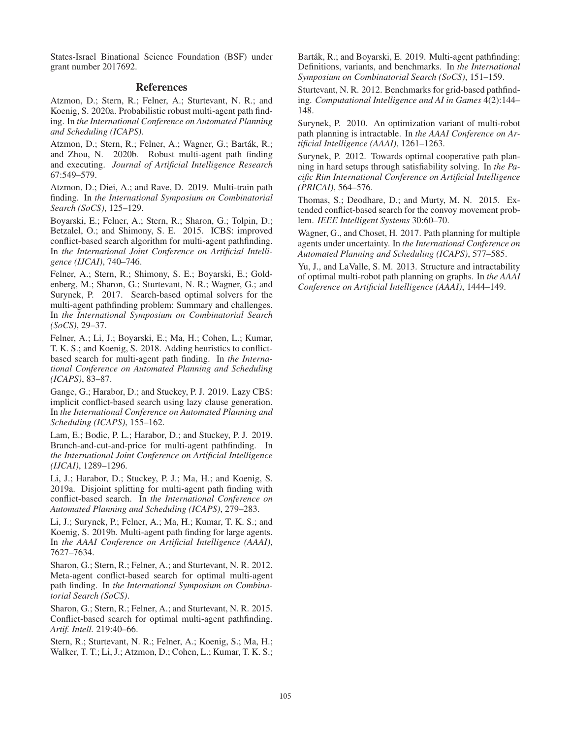States-Israel Binational Science Foundation (BSF) under grant number 2017692.

## References

Atzmon, D.; Stern, R.; Felner, A.; Sturtevant, N. R.; and Koenig, S. 2020a. Probabilistic robust multi-agent path finding. In *the International Conference on Automated Planning and Scheduling (ICAPS)*.

Atzmon, D.; Stern, R.; Felner, A.; Wagner, G.; Barták, R.; and Zhou, N. 2020b. Robust multi-agent path finding and executing. *Journal of Artificial Intelligence Research* 67:549–579.

Atzmon, D.; Diei, A.; and Rave, D. 2019. Multi-train path finding. In *the International Symposium on Combinatorial Search (SoCS)*, 125–129.

Boyarski, E.; Felner, A.; Stern, R.; Sharon, G.; Tolpin, D.; Betzalel, O.; and Shimony, S. E. 2015. ICBS: improved conflict-based search algorithm for multi-agent pathfinding. In *the International Joint Conference on Artificial Intelligence (IJCAI)*, 740–746.

Felner, A.; Stern, R.; Shimony, S. E.; Boyarski, E.; Goldenberg, M.; Sharon, G.; Sturtevant, N. R.; Wagner, G.; and Surynek, P. 2017. Search-based optimal solvers for the multi-agent pathfinding problem: Summary and challenges. In *the International Symposium on Combinatorial Search (SoCS)*, 29–37.

Felner, A.; Li, J.; Boyarski, E.; Ma, H.; Cohen, L.; Kumar, T. K. S.; and Koenig, S. 2018. Adding heuristics to conflict-based search for multi-agent path finding. In *the International Conference on Automated Planning and Scheduling (ICAPS)*, 83–87.

Gange, G.; Harabor, D.; and Stuckey, P. J. 2019. Lazy CBS: implicit conflict-based search using lazy clause generation. In *the International Conference on Automated Planning and Scheduling (ICAPS)*, 155–162.

Lam, E.; Bodic, P. L.; Harabor, D.; and Stuckey, P. J. 2019. Branch-and-cut-and-price for multi-agent pathfinding. In *the International Joint Conference on Artificial Intelligence (IJCAI)*, 1289–1296.

Li, J.; Harabor, D.; Stuckey, P. J.; Ma, H.; and Koenig, S. 2019a. Disjoint splitting for multi-agent path finding with conflict-based search. In *the International Conference on Automated Planning and Scheduling (ICAPS)*, 279–283.

Li, J.; Surynek, P.; Felner, A.; Ma, H.; Kumar, T. K. S.; and Koenig, S. 2019b. Multi-agent path finding for large agents. In *the AAAI Conference on Artificial Intelligence (AAAI)*, 7627–7634.

Sharon, G.; Stern, R.; Felner, A.; and Sturtevant, N. R. 2012. Meta-agent conflict-based search for optimal multi-agent path finding. In *the International Symposium on Combinatorial Search (SoCS)*.

Sharon, G.; Stern, R.; Felner, A.; and Sturtevant, N. R. 2015. Conflict-based search for optimal multi-agent pathfinding. *Artif. Intell.* 219:40–66.

Stern, R.; Sturtevant, N. R.; Felner, A.; Koenig, S.; Ma, H.; Walker, T. T.; Li, J.; Atzmon, D.; Cohen, L.; Kumar, T. K. S.; Barták, R.; and Boyarski, E. 2019. Multi-agent pathfinding: Definitions, variants, and benchmarks. In *the International Symposium on Combinatorial Search (SoCS)*, 151–159.

Sturtevant, N. R. 2012. Benchmarks for grid-based pathfinding. *Computational Intelligence and AI in Games* 4(2):144–148.

Surynek, P. 2010. An optimization variant of multi-robot path planning is intractable. In *the AAAI Conference on Artificial Intelligence (AAAI)*, 1261–1263.

Surynek, P. 2012. Towards optimal cooperative path planning in hard setups through satisfiability solving. In *the Pacific Rim International Conference on Artificial Intelligence (PRICAI)*, 564–576.

Thomas, S.; Deodhare, D.; and Murty, M. N. 2015. Extended conflict-based search for the convoy movement problem. *IEEE Intelligent Systems* 30:60–70.

Wagner, G., and Choset, H. 2017. Path planning for multiple agents under uncertainty. In *the International Conference on Automated Planning and Scheduling (ICAPS)*, 577–585.

Yu, J., and LaValle, S. M. 2013. Structure and intractability of optimal multi-robot path planning on graphs. In *the AAAI Conference on Artificial Intelligence (AAAI)*, 1444–149.